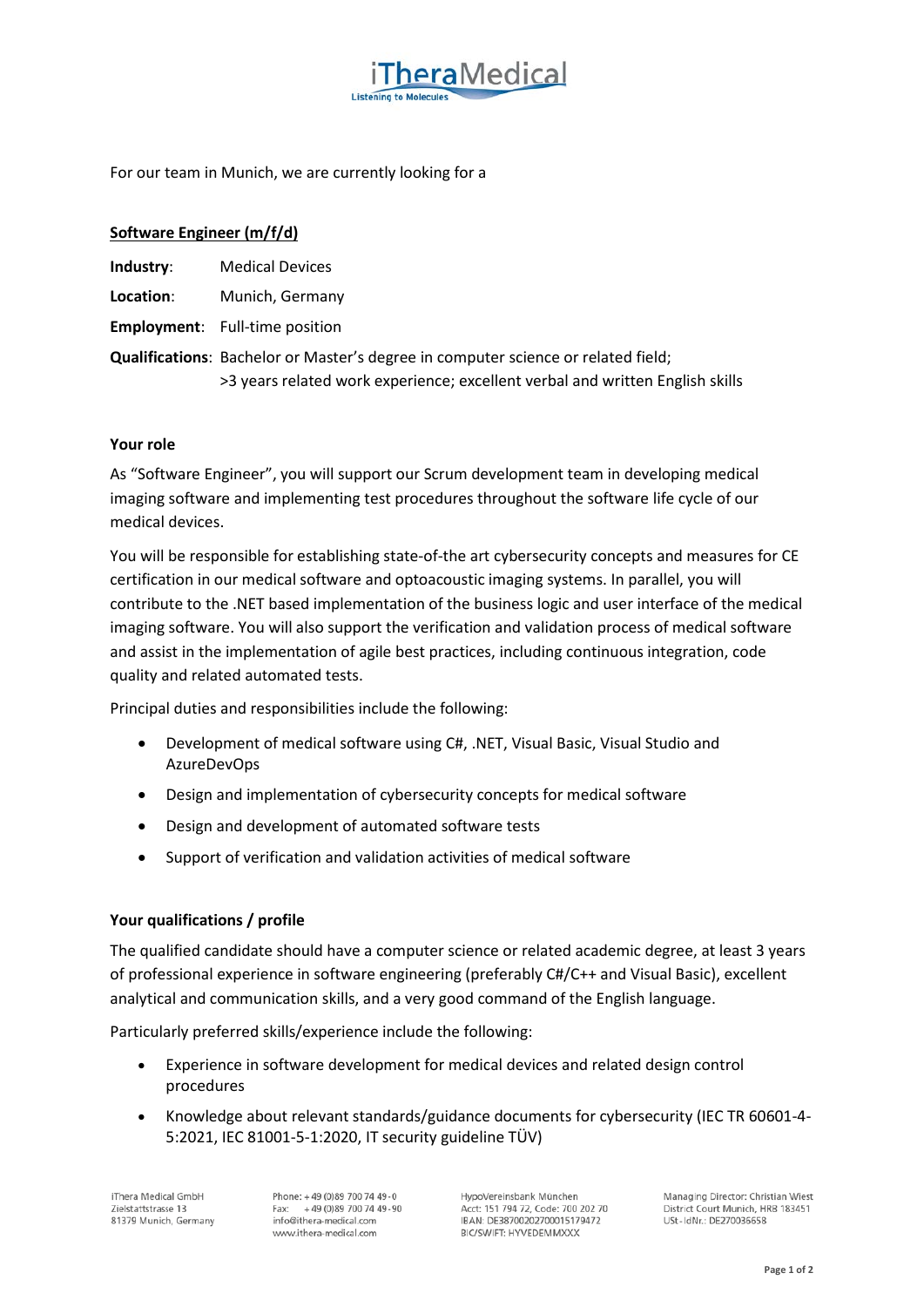iTheraMedical

Listening to Molecules

For our team in Munich, we are currently looking for a

## Software Engineer (m/f/d)

**Industry**: Medical Devices

**Location**: Munich, Germany

**Employment**: Full-time position

**Qualifications**: Bachelor or Master's degree in computer science or related field; >3 years related work experience; excellent verbal and written English skills

### Your role

As "Software Engineer", you will support our Scrum development team in developing medical imaging software and implementing test procedures throughout the software life cycle of our medical devices.

You will be responsible for establishing state-of-the art cybersecurity concepts and measures for CE certification in our medical software and optoacoustic imaging systems. In parallel, you will contribute to the .NET based implementation of the business logic and user interface of the medical imaging software. You will also support the verification and validation process of medical software and assist in the implementation of agile best practices, including continuous integration, code quality and related automated tests.

Principal duties and responsibilities include the following:

- Development of medical software using C#, .NET, Visual Basic, Visual Studio and AzureDevOps
- Design and implementation of cybersecurity concepts for medical software
- Design and development of automated software tests
- Support of verification and validation activities of medical software

### Your qualifications / profile

The qualified candidate should have a computer science or related academic degree, at least 3 years of professional experience in software engineering (preferably C#/C++ and Visual Basic), excellent analytical and communication skills, and a very good command of the English language.

Particularly preferred skills/experience include the following:

- Experience in software development for medical devices and related design control procedures
- Knowledge about relevant standards/guidance documents for cybersecurity (IEC TR 60601-4-5:2021, IEC 81001-5-1:2020, IT security guideline TÜV)

iThera Medical GmbH
Zielstattstrasse 13
81379 Munich, Germany

Phone: +49 (0)89 700 74 49-0
Fax: +49 (0)89 700 74 49-90
info@ithera-medical.com
www.ithera-medical.com

HypoVereinsbank München
Acct: 151 794 72, Code: 700 202 70
IBAN: DE38700202700015179472
BIC/SWIFT: HYVEDEMMXXX

Managing Director: Christian Wiest
District Court Munich, HRB 183451
USt-IdNr.: DE270036658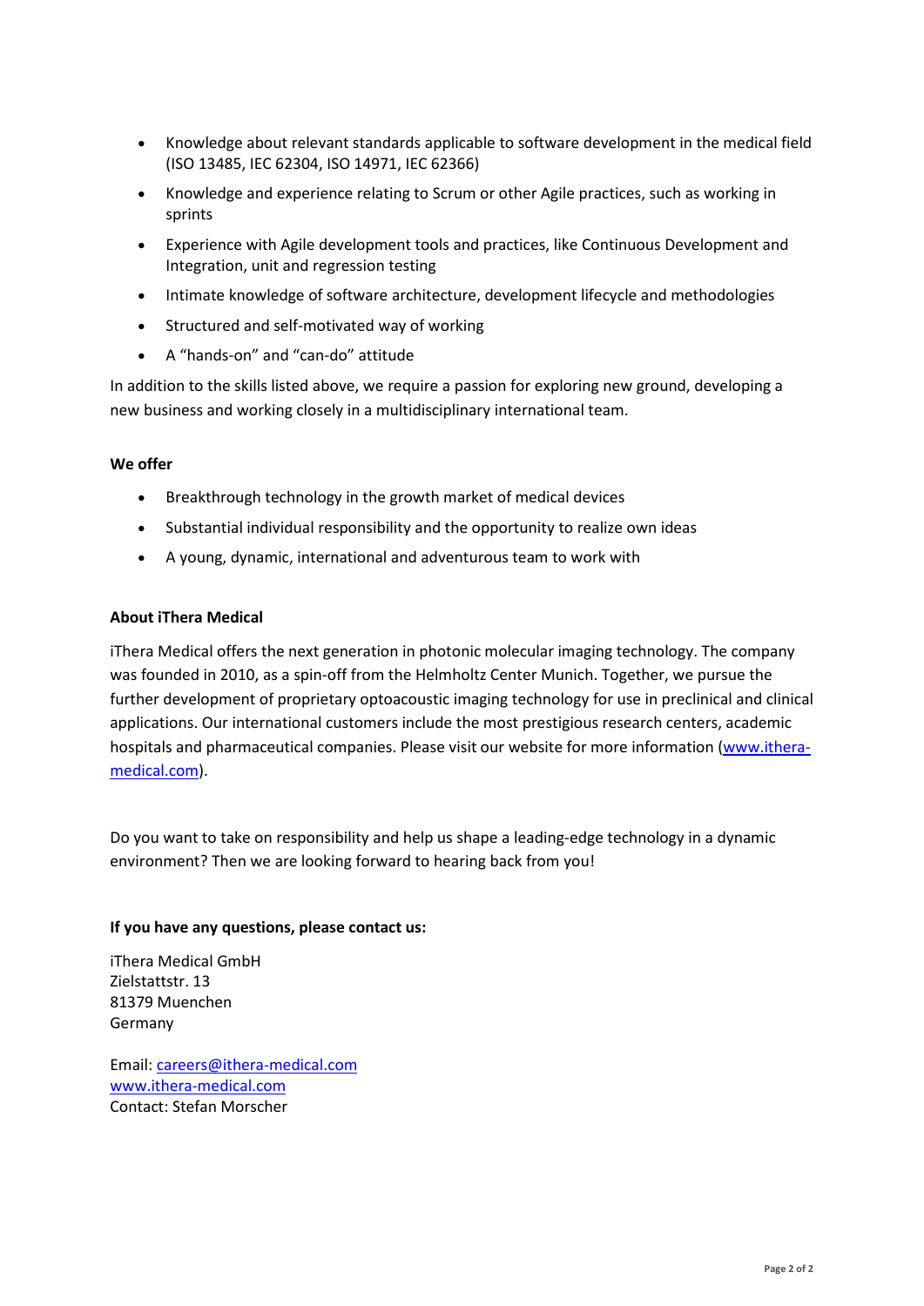- Knowledge about relevant standards applicable to software development in the medical field (ISO 13485, IEC 62304, ISO 14971, IEC 62366)
- Knowledge and experience relating to Scrum or other Agile practices, such as working in sprints
- Experience with Agile development tools and practices, like Continuous Development and Integration, unit and regression testing
- Intimate knowledge of software architecture, development lifecycle and methodologies
- Structured and self-motivated way of working
- A "hands-on" and "can-do" attitude

In addition to the skills listed above, we require a passion for exploring new ground, developing a new business and working closely in a multidisciplinary international team.

**We offer**

- Breakthrough technology in the growth market of medical devices
- Substantial individual responsibility and the opportunity to realize own ideas
- A young, dynamic, international and adventurous team to work with

**About iThera Medical**

iThera Medical offers the next generation in photonic molecular imaging technology. The company was founded in 2010, as a spin-off from the Helmholtz Center Munich. Together, we pursue the further development of proprietary optoacoustic imaging technology for use in preclinical and clinical applications. Our international customers include the most prestigious research centers, academic hospitals and pharmaceutical companies. Please visit our website for more information ([www.ithera-medical.com](http://www.ithera-medical.com)).

Do you want to take on responsibility and help us shape a leading-edge technology in a dynamic environment? Then we are looking forward to hearing back from you!

**If you have any questions, please contact us:**

iThera Medical GmbH
Zielstattstr. 13
81379 Muenchen
Germany

Email: [careers@ithera-medical.com](mailto:careers@ithera-medical.com)
[www.ithera-medical.com](http://www.ithera-medical.com)
Contact: Stefan Morscher